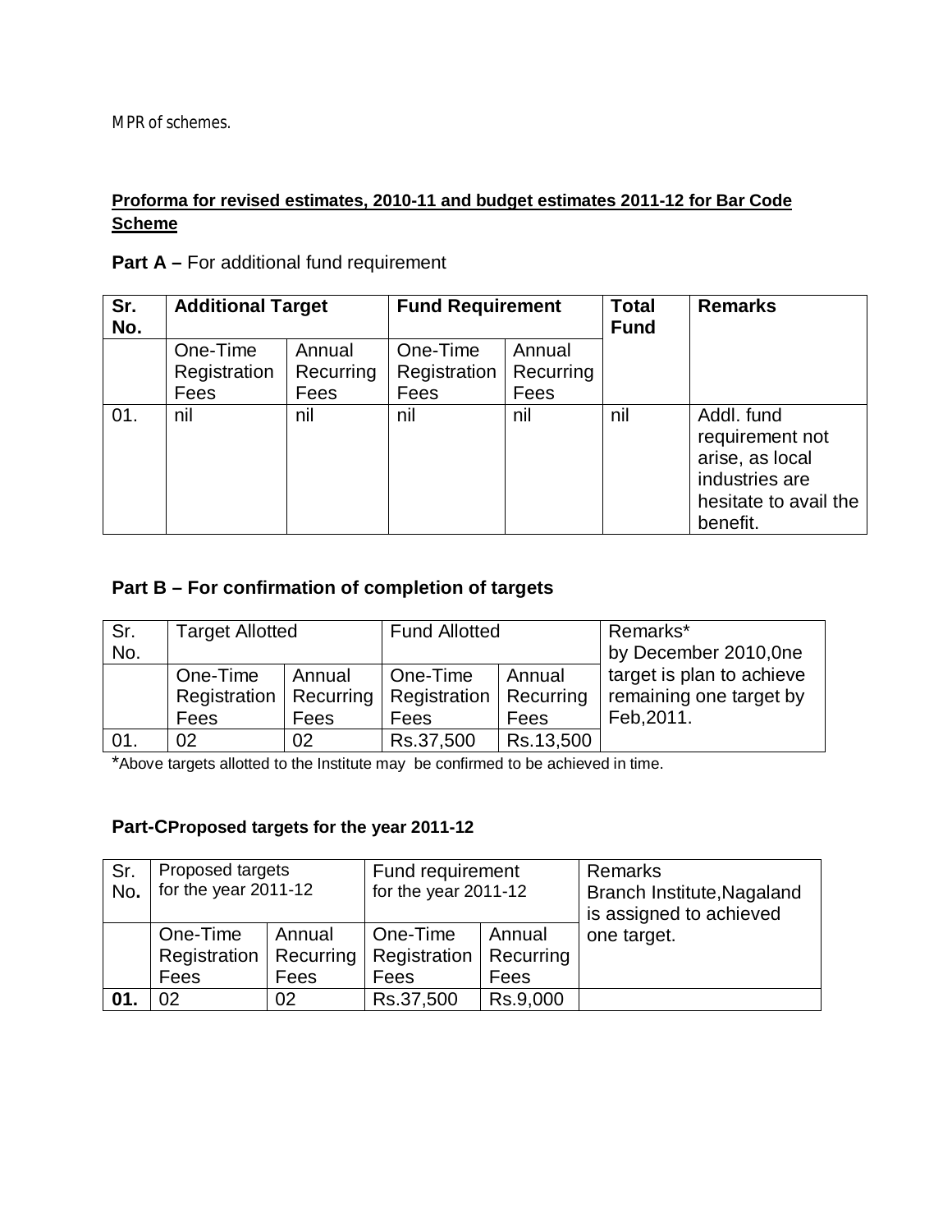MPR of schemes.

**Proforma for revised estimates, 2010-11 and budget estimates 2011-12 for Bar Code Scheme**

**Part A –** For additional fund requirement

| Sr. No. | Additional Target | | Fund Requirement | | Total Fund | Remarks |
|---|---|---|---|---|---|---|
| | One-Time Registration Fees | Annual Recurring Fees | One-Time Registration Fees | Annual Recurring Fees | | |
| 01. | nil | nil | nil | nil | nil | Addl. fund requirement not arise, as local industries are hesitate to avail the benefit. |

## Part B – For confirmation of completion of targets

| Sr. No. | Target Allotted | | Fund Allotted | | Remarks* by December 2010,0ne target is plan to achieve remaining one target by Feb,2011. |
|---|---|---|---|---|---|
| | One-Time Registration Fees | Annual Recurring Fees | One-Time Registration Fees | Annual Recurring Fees | |
| 01. | 02 | 02 | Rs.37,500 | Rs.13,500 | |

*Above targets allotted to the Institute may be confirmed to be achieved in time.

**Part-CProposed targets for the year 2011-12**

| Sr. No. | Proposed targets for the year 2011-12 | | Fund requirement for the year 2011-12 | | Remarks Branch Institute,Nagaland is assigned to achieved one target. |
|---|---|---|---|---|---|
| | One-Time Registration Fees | Annual Recurring Fees | One-Time Registration Fees | Annual Recurring Fees | |
| **01.** | 02 | 02 | Rs.37,500 | Rs.9,000 | |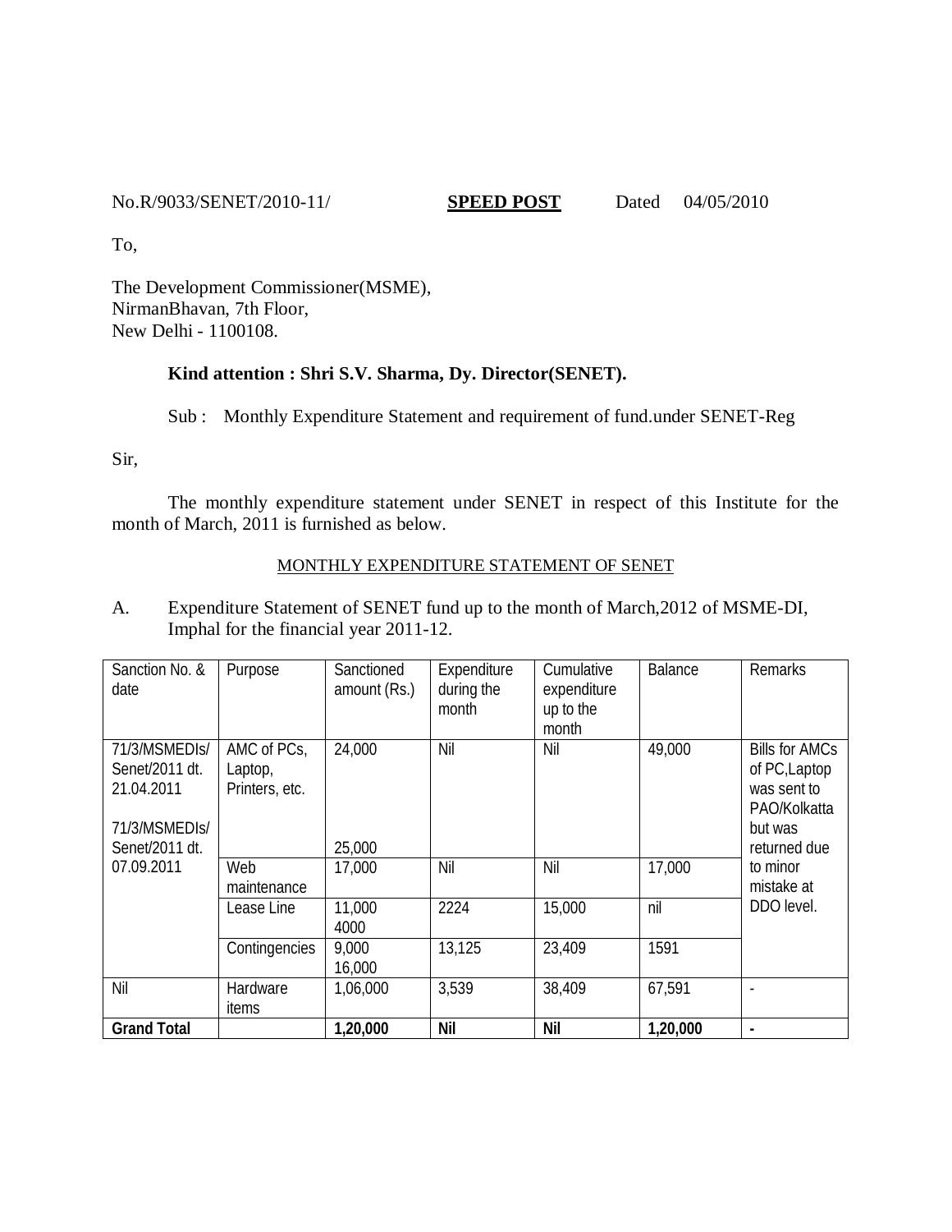No.R/9033/SENET/2010-11/ **SPEED POST** Dated 04/05/2010

To,

The Development Commissioner(MSME),
NirmanBhavan, 7th Floor,
New Delhi - 1100108.

**Kind attention : Shri S.V. Sharma, Dy. Director(SENET).**

Sub : Monthly Expenditure Statement and requirement of fund.under SENET-Reg

Sir,

The monthly expenditure statement under SENET in respect of this Institute for the month of March, 2011 is furnished as below.

MONTHLY EXPENDITURE STATEMENT OF SENET

A. Expenditure Statement of SENET fund up to the month of March,2012 of MSME-DI, Imphal for the financial year 2011-12.

| Sanction No. & date | Purpose | Sanctioned amount (Rs.) | Expenditure during the month | Cumulative expenditure up to the month | Balance | Remarks |
|---|---|---|---|---|---|---|
| 71/3/MSMEDIs/ Senet/2011 dt. 21.04.2011 71/3/MSMEDIs/ Senet/2011 dt. 07.09.2011 | AMC of PCs, Laptop, Printers, etc. | 24,000 25,000 | Nil | Nil | 49,000 | Bills for AMCs of PC,Laptop was sent to PAO/Kolkatta but was returned due to minor mistake at DDO level. |
| | Web maintenance | 17,000 | Nil | Nil | 17,000 | |
| | Lease Line | 11,000 4000 | 2224 | 15,000 | nil | |
| | Contingencies | 9,000 16,000 | 13,125 | 23,409 | 1591 | |
| Nil | Hardware items | 1,06,000 | 3,539 | 38,409 | 67,591 | - |
| **Grand Total** | | **1,20,000** | **Nil** | **Nil** | **1,20,000** | **-** |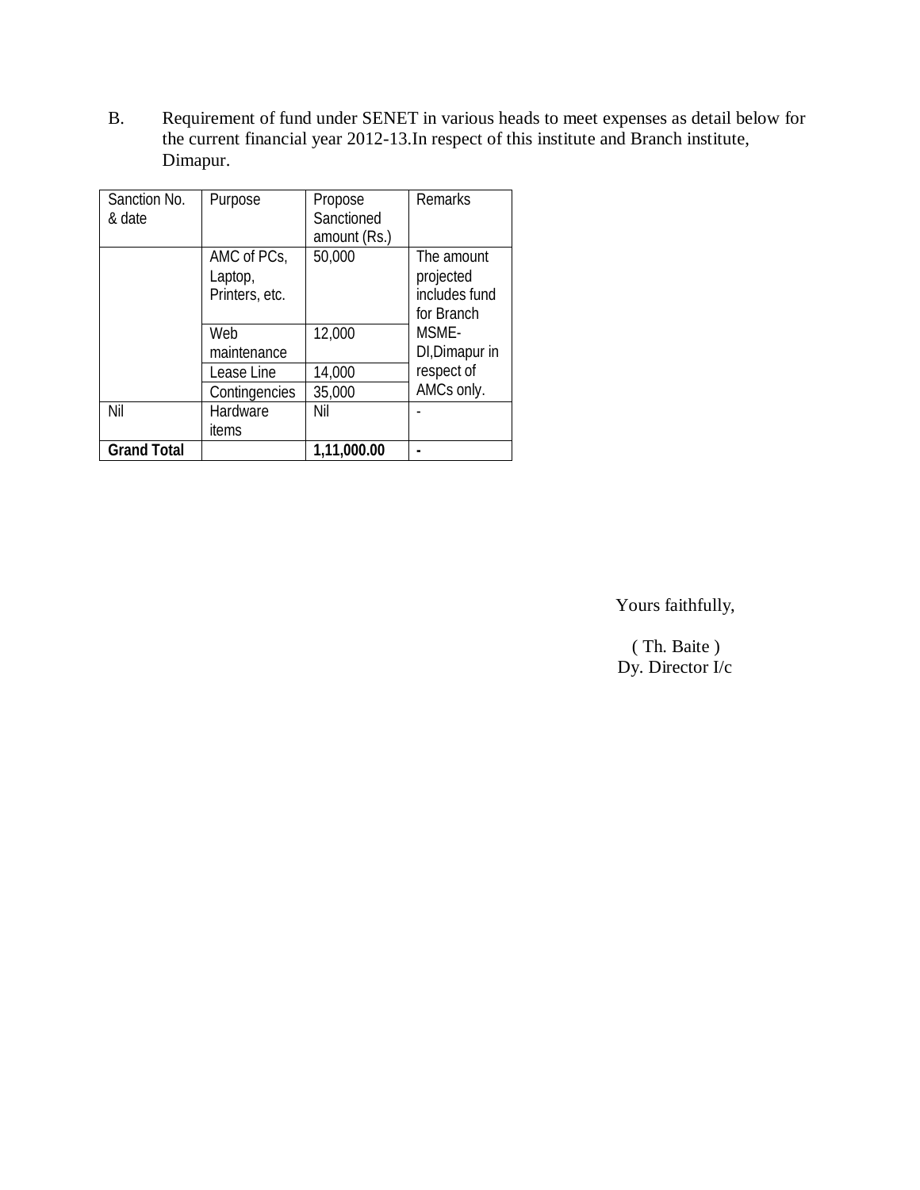B. Requirement of fund under SENET in various heads to meet expenses as detail below for the current financial year 2012-13.In respect of this institute and Branch institute, Dimapur.

| Sanction No. & date | Purpose | Propose Sanctioned amount (Rs.) | Remarks |
|---|---|---|---|
| | AMC of PCs, Laptop, Printers, etc. | 50,000 | The amount projected includes fund for Branch MSME-DI,Dimapur in respect of AMCs only. |
| | Web maintenance | 12,000 | |
| | Lease Line | 14,000 | |
| | Contingencies | 35,000 | |
| Nil | Hardware items | Nil | - |
| **Grand Total** | | **1,11,000.00** | **-** |

Yours faithfully,

( Th. Baite )
Dy. Director I/c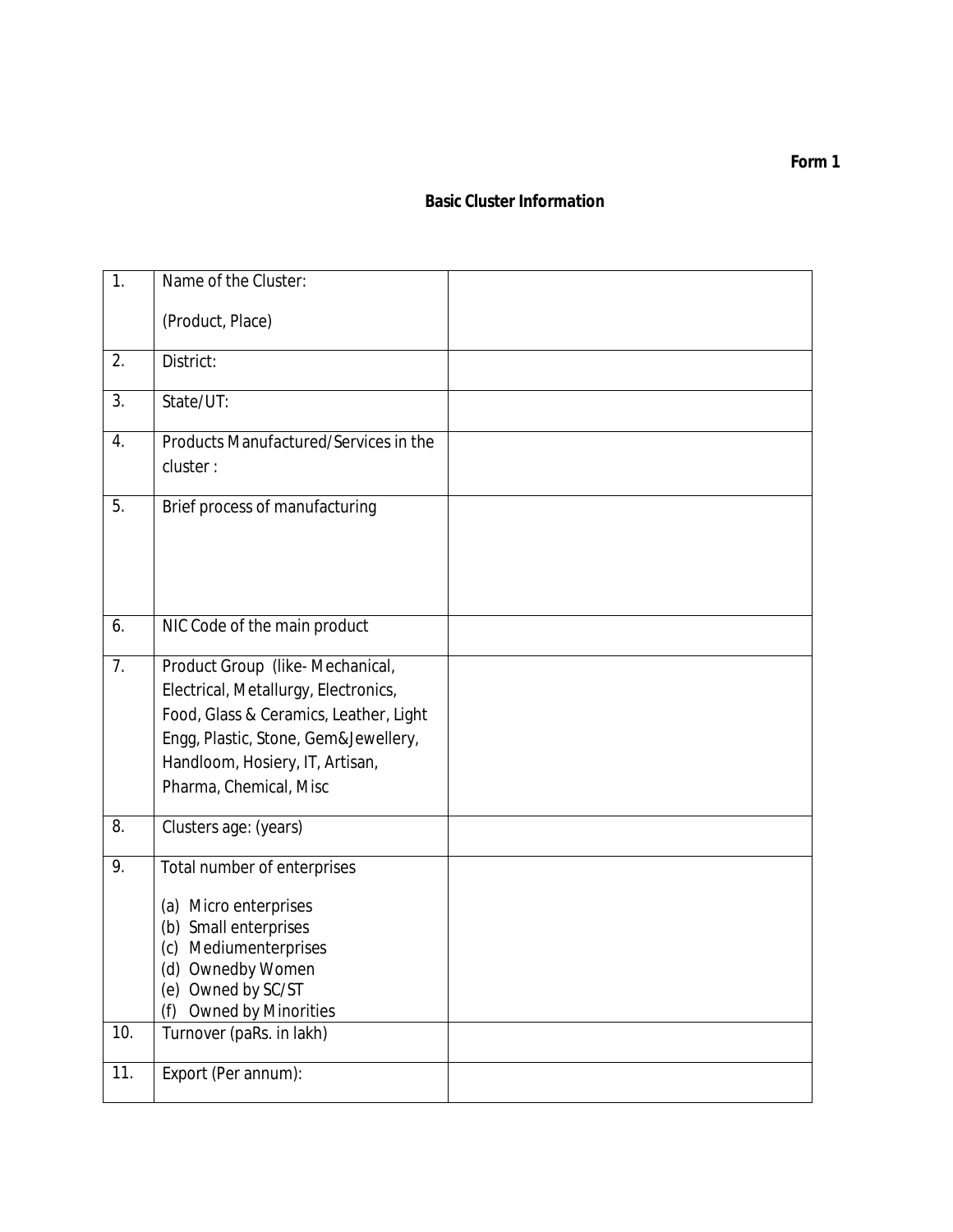**Form 1**

## Basic Cluster Information

| | | |
|---|---|---|
| 1. | Name of the Cluster:<br><br>(Product, Place) | |
| 2. | District: | |
| 3. | State/UT: | |
| 4. | Products Manufactured/Services in the cluster : | |
| 5. | Brief process of manufacturing | |
| 6. | NIC Code of the main product | |
| 7. | Product Group (like- Mechanical, Electrical, Metallurgy, Electronics, Food, Glass & Ceramics, Leather, Light Engg, Plastic, Stone, Gem&Jewellery, Handloom, Hosiery, IT, Artisan, Pharma, Chemical, Misc | |
| 8. | Clusters age: (years) | |
| 9. | Total number of enterprises<br><br>(a) Micro enterprises<br>(b) Small enterprises<br>(c) Mediumenterprises<br>(d) Ownedby Women<br>(e) Owned by SC/ST<br>(f) Owned by Minorities | |
| 10. | Turnover (paRs. in lakh) | |
| 11. | Export (Per annum): | |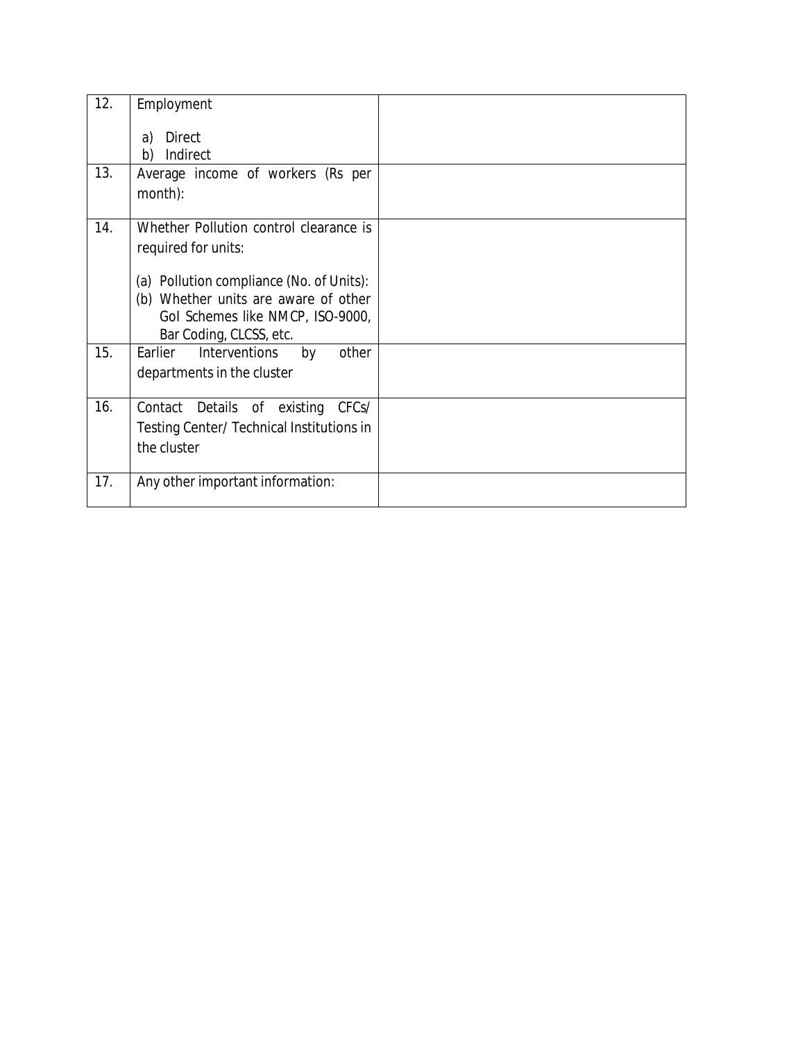| | | |
|---|---|---|
| 12. | Employment<br><br>a) Direct<br>b) Indirect | |
| 13. | Average income of workers (Rs per month): | |
| 14. | Whether Pollution control clearance is required for units:<br><br>(a) Pollution compliance (No. of Units):<br>(b) Whether units are aware of other GoI Schemes like NMCP, ISO-9000, Bar Coding, CLCSS, etc. | |
| 15. | Earlier Interventions by other departments in the cluster | |
| 16. | Contact Details of existing CFCs/ Testing Center/ Technical Institutions in the cluster | |
| 17. | Any other important information: | |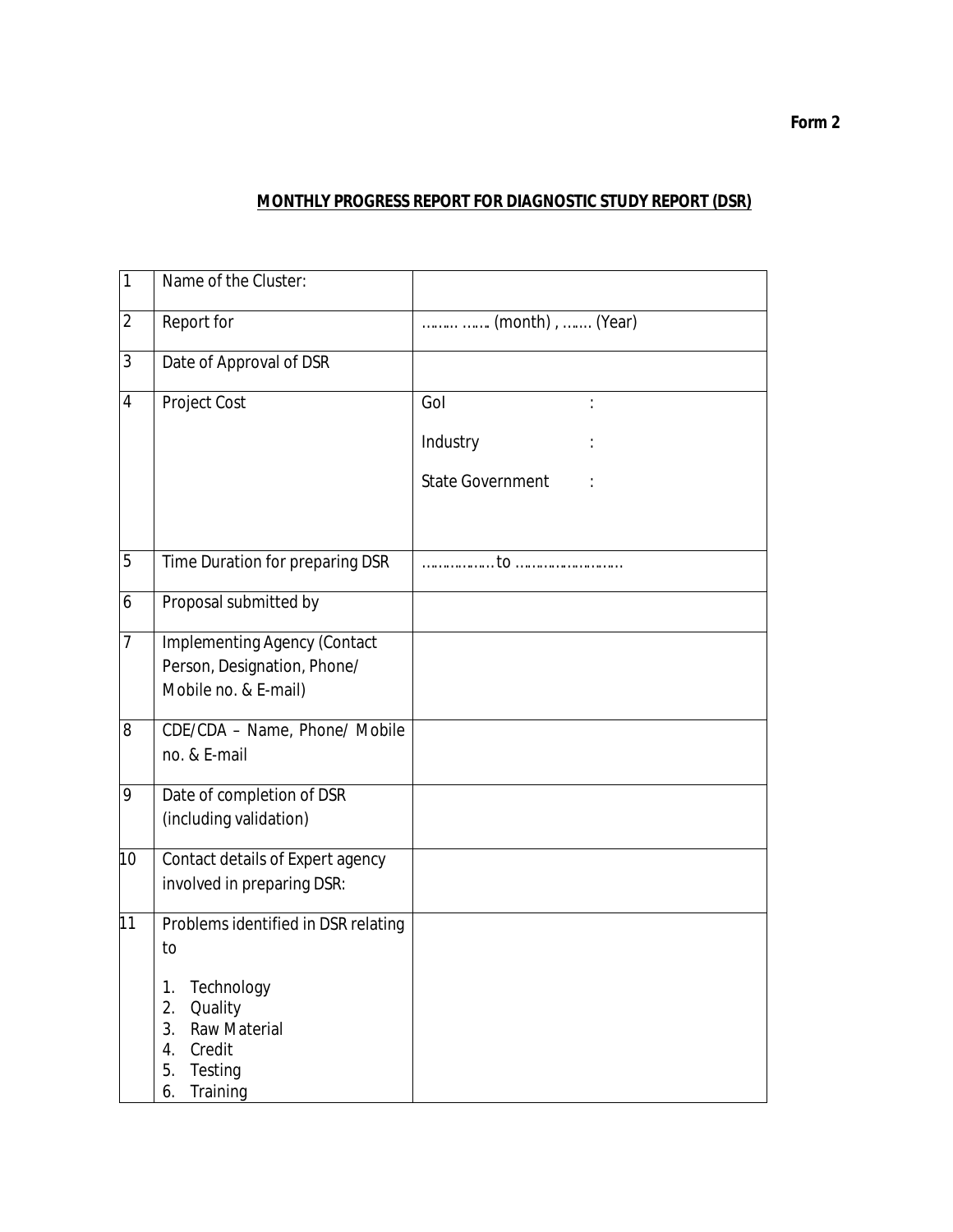**Form 2**

## MONTHLY PROGRESS REPORT FOR DIAGNOSTIC STUDY REPORT (DSR)

| | | |
|---|---|---|
| 1 | Name of the Cluster: | |
| 2 | Report for | ……… ……. (month) , ……. (Year) |
| 3 | Date of Approval of DSR | |
| 4 | Project Cost | GoI : <br> Industry : <br> State Government : |
| 5 | Time Duration for preparing DSR | ……………. to ……………………. |
| 6 | Proposal submitted by | |
| 7 | Implementing Agency (Contact Person, Designation, Phone/ Mobile no. & E-mail) | |
| 8 | CDE/CDA – Name, Phone/ Mobile no. & E-mail | |
| 9 | Date of completion of DSR (including validation) | |
| 10 | Contact details of Expert agency involved in preparing DSR: | |
| 11 | Problems identified in DSR relating to <br> 1. Technology <br> 2. Quality <br> 3. Raw Material <br> 4. Credit <br> 5. Testing <br> 6. Training | |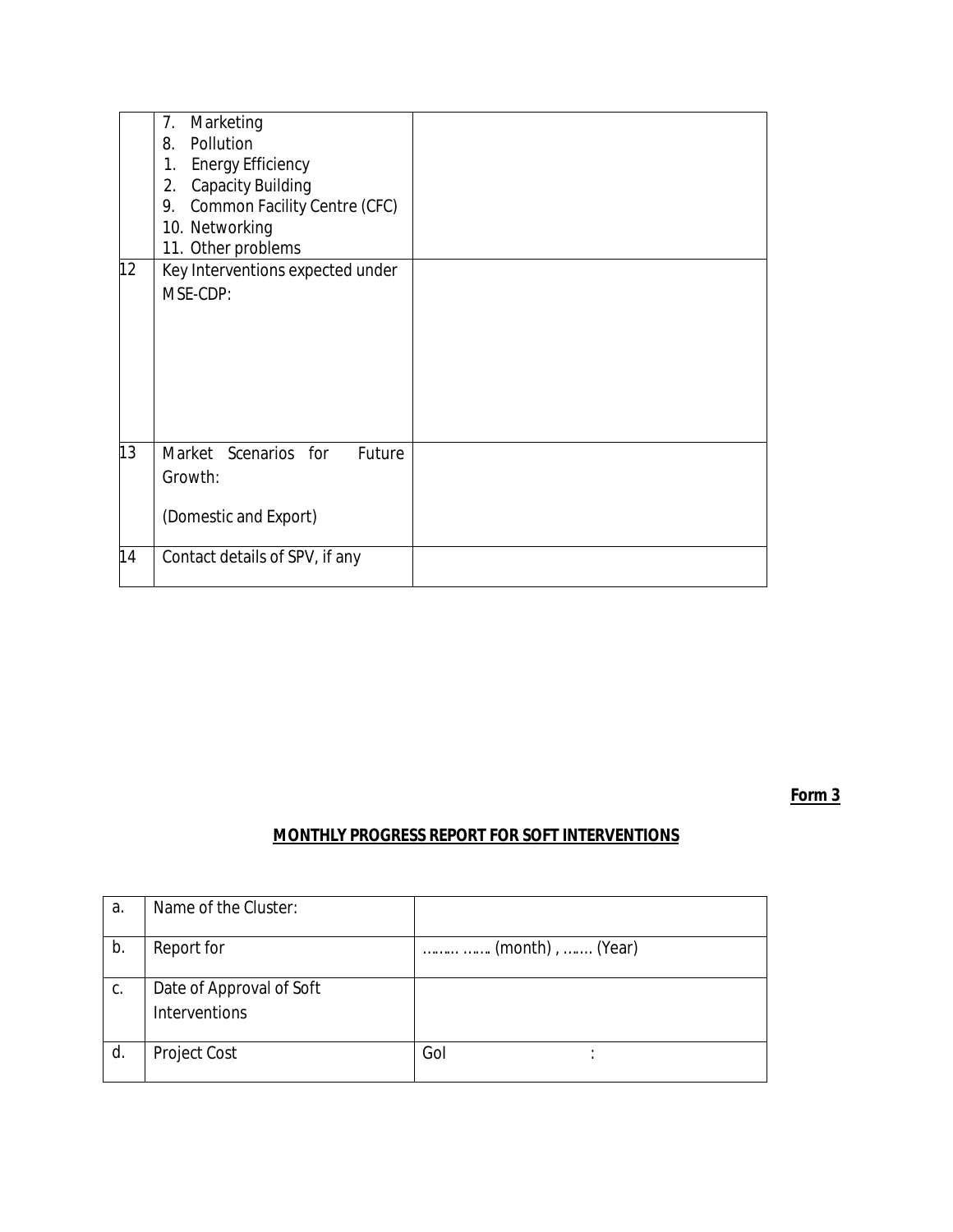| | | |
|---|---|---|
| | 7. Marketing<br>8. Pollution<br>1. Energy Efficiency<br>2. Capacity Building<br>9. Common Facility Centre (CFC)<br>10. Networking<br>11. Other problems | |
| 12 | Key Interventions expected under MSE-CDP: | |
| 13 | Market Scenarios for Future Growth:<br><br>(Domestic and Export) | |
| 14 | Contact details of SPV, if any | |

**Form 3**

**MONTHLY PROGRESS REPORT FOR SOFT INTERVENTIONS**

| | | |
|---|---|---|
| a. | Name of the Cluster: | |
| b. | Report for | ……… ……. (month) , ……. (Year) |
| c. | Date of Approval of Soft Interventions | |
| d. | Project Cost | GoI : |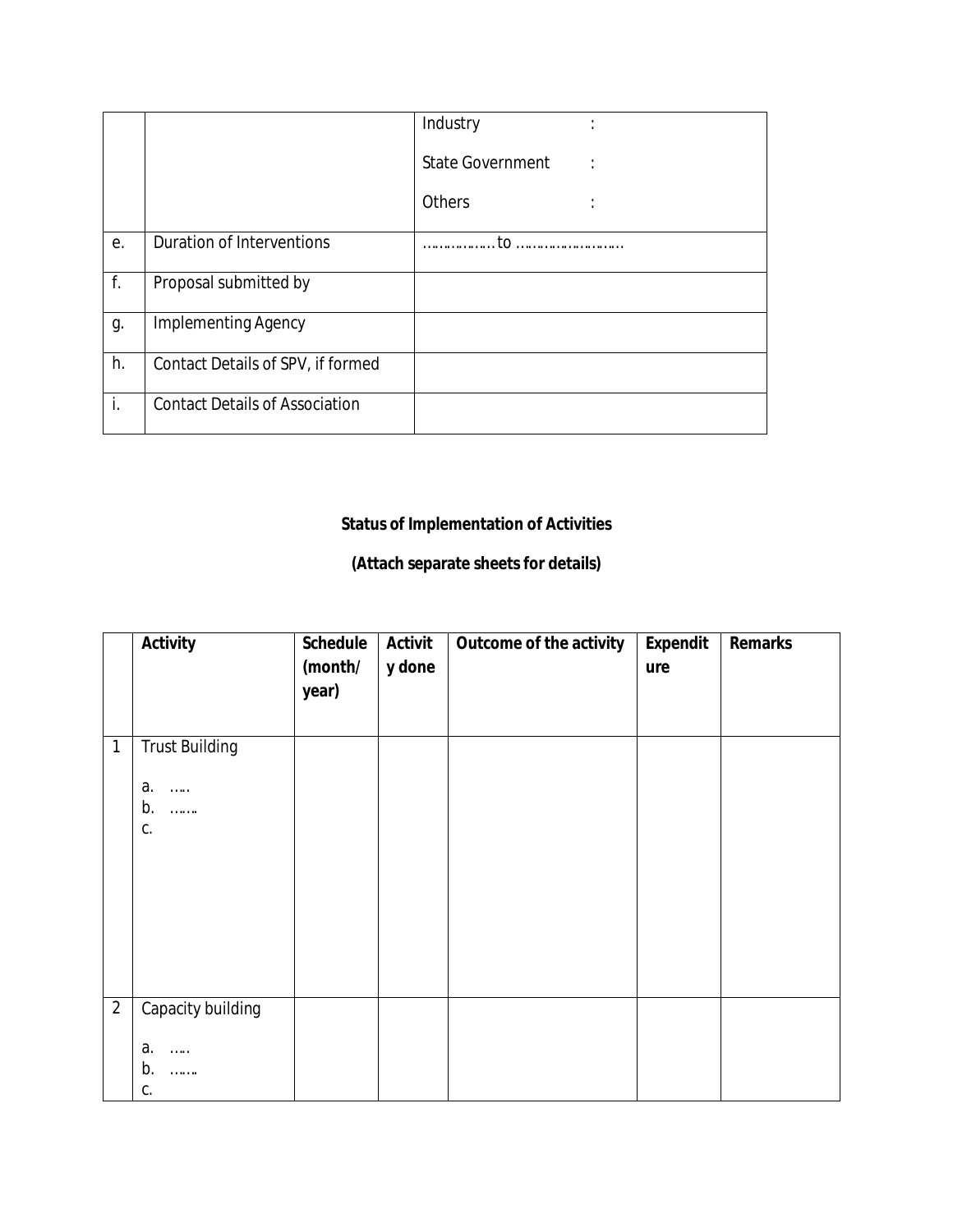| | | |
|---|---|---|
| | | Industry : <br> State Government : <br> Others : |
| e. | Duration of Interventions | …………….. to …………………….. |
| f. | Proposal submitted by | |
| g. | Implementing Agency | |
| h. | Contact Details of SPV, if formed | |
| i. | Contact Details of Association | |

**Status of Implementation of Activities**

**(Attach separate sheets for details)**

| | Activity | Schedule (month/ year) | Activity done | Outcome of the activity | Expenditure | Remarks |
|---|---|---|---|---|---|---|
| 1 | Trust Building <br> a. ….. <br> b. ……. <br> c. | | | | | |
| 2 | Capacity building <br> a. ….. <br> b. ……. <br> c. | | | | | |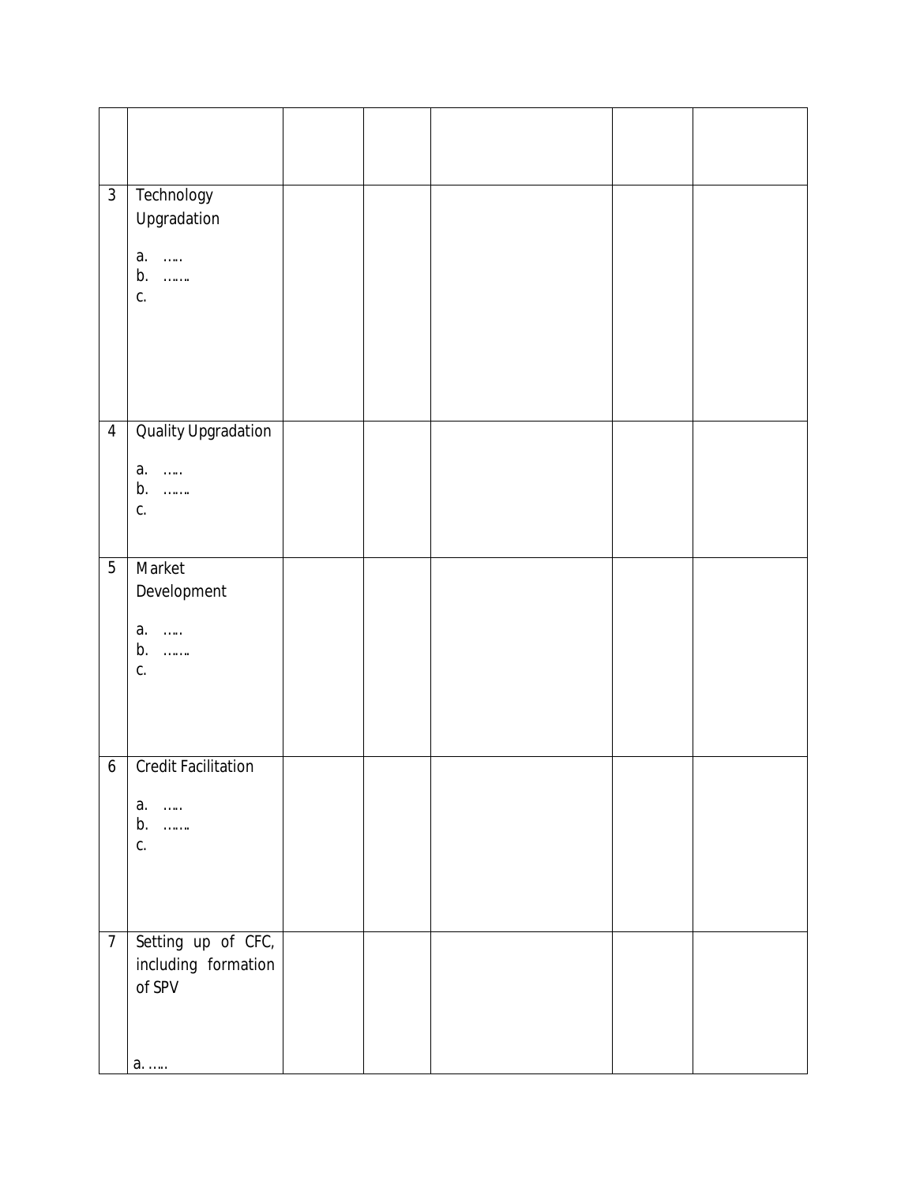| | | | | | | |
|---|---|---|---|---|---|---|
| | | | | | | |
| 3 | Technology Upgradation<br><br>a. …..<br>b. …….<br>c. | | | | | |
| 4 | Quality Upgradation<br><br>a. …..<br>b. …….<br>c. | | | | | |
| 5 | Market Development<br><br>a. …..<br>b. …….<br>c. | | | | | |
| 6 | Credit Facilitation<br><br>a. …..<br>b. …….<br>c. | | | | | |
| 7 | Setting up of CFC, including formation of SPV<br><br>a. ….. | | | | | |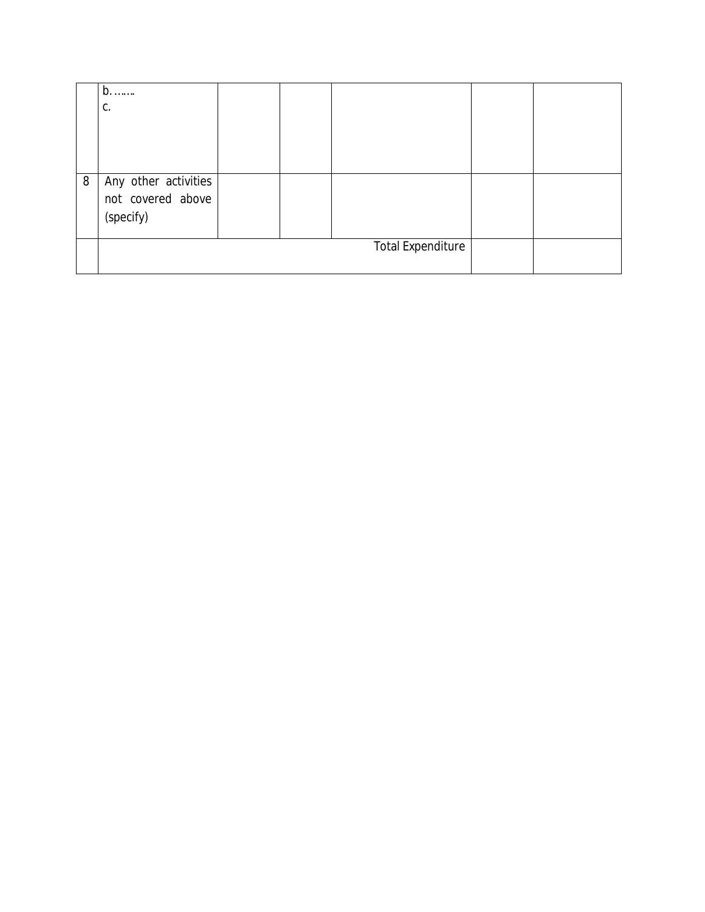| | | | | | | |
|---|---|---|---|---|---|---|
| | b. …….<br>c. | | | | | |
| 8 | Any other activities not covered above (specify) | | | | | |
| | | | | Total Expenditure | | |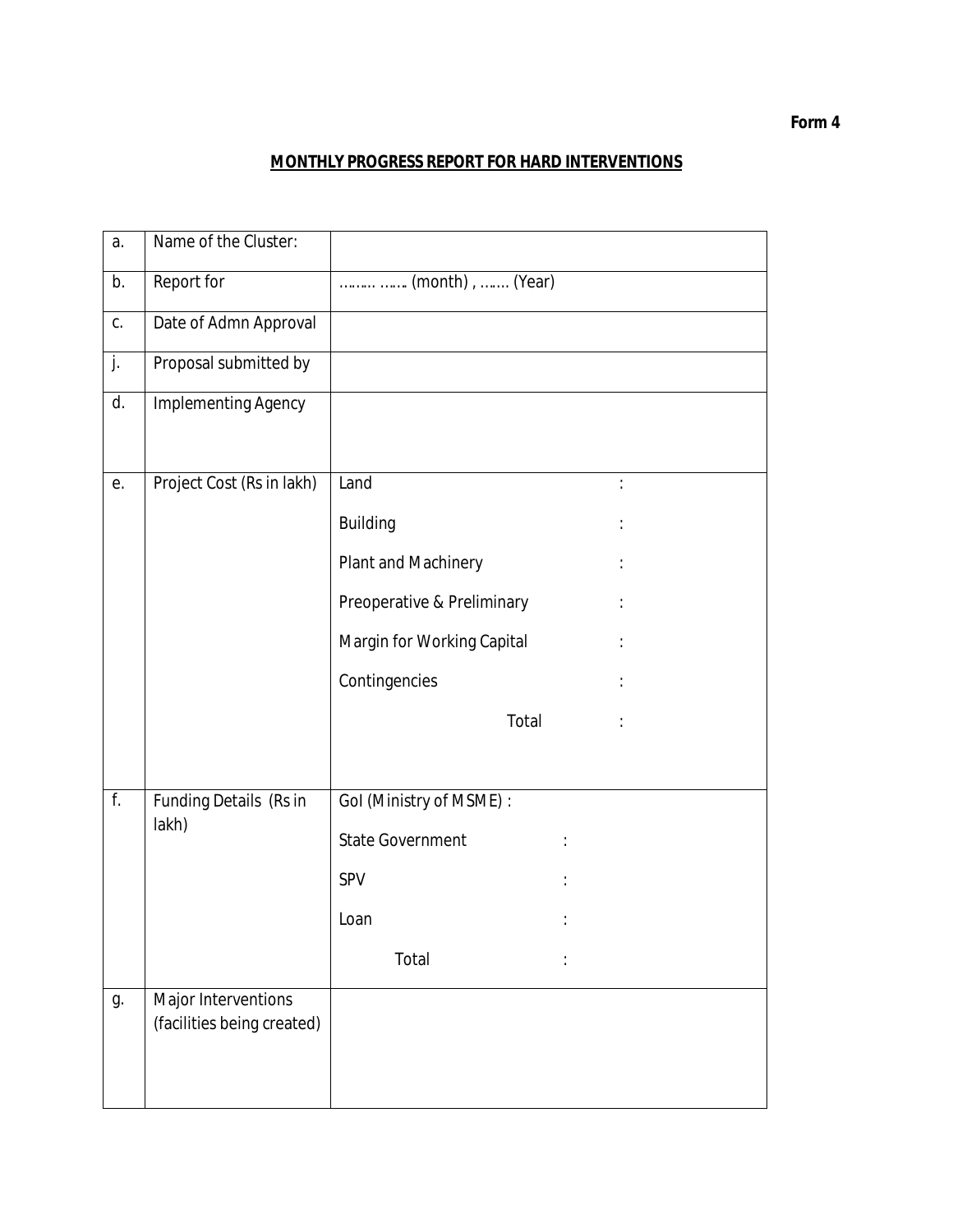**Form 4**

## MONTHLY PROGRESS REPORT FOR HARD INTERVENTIONS

| | | |
|---|---|---|
| a. | Name of the Cluster: | |
| b. | Report for | ……… ……. (month) , ……. (Year) |
| c. | Date of Admn Approval | |
| j. | Proposal submitted by | |
| d. | Implementing Agency | |
| e. | Project Cost (Rs in lakh) | Land : <br> Building : <br> Plant and Machinery : <br> Preoperative & Preliminary : <br> Margin for Working Capital : <br> Contingencies : <br> Total : |
| f. | Funding Details (Rs in lakh) | GoI (Ministry of MSME) : <br> State Government : <br> SPV : <br> Loan : <br> Total : |
| g. | Major Interventions (facilities being created) | |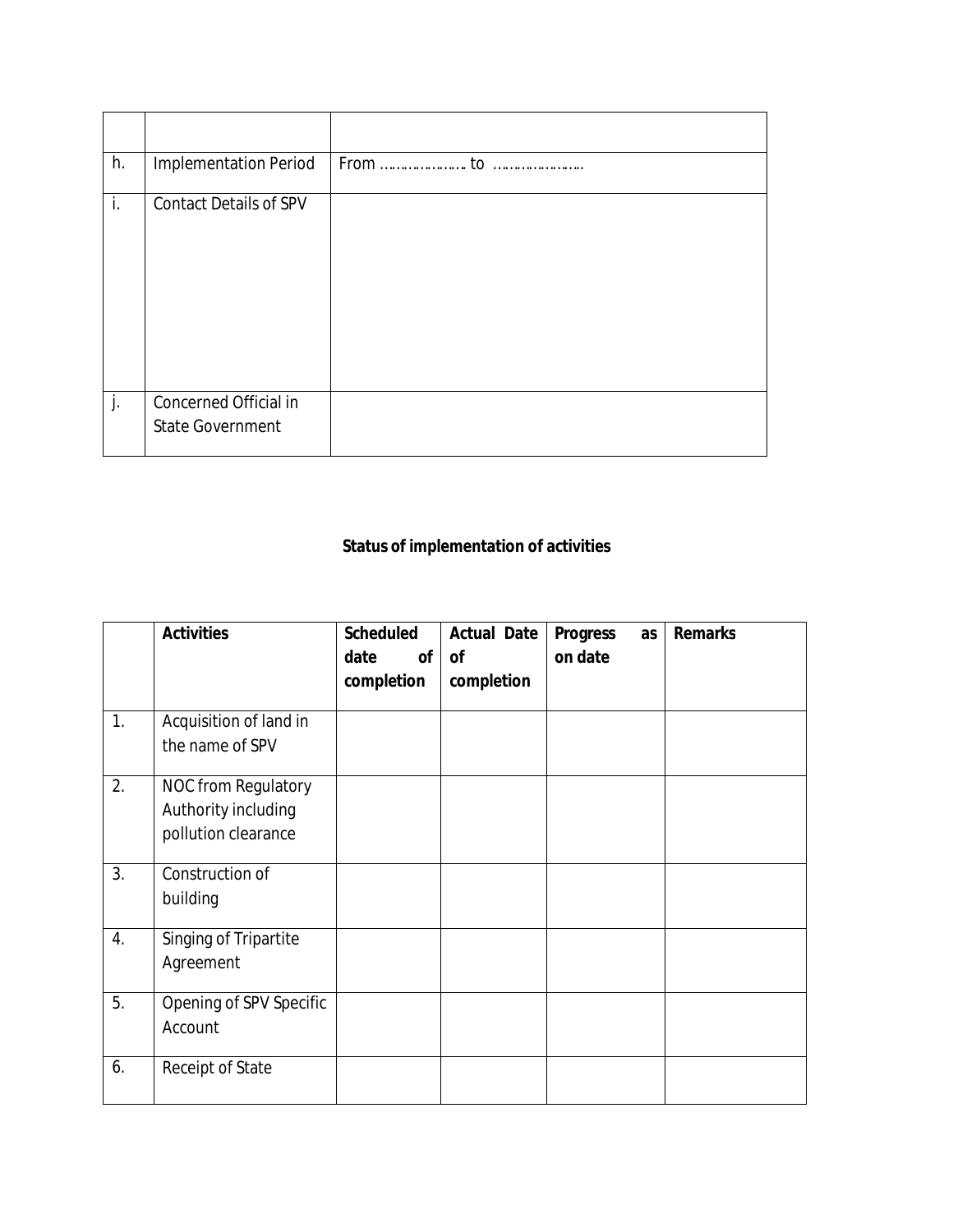| | | |
|---|---|---|
| h. | Implementation Period | From ………………… to ………………… |
| i. | Contact Details of SPV | |
| j. | Concerned Official in State Government | |

**Status of implementation of activities**

| | Activities | Scheduled date of completion | Actual Date of completion | Progress as on date | Remarks |
|---|---|---|---|---|---|
| 1. | Acquisition of land in the name of SPV | | | | |
| 2. | NOC from Regulatory Authority including pollution clearance | | | | |
| 3. | Construction of building | | | | |
| 4. | Singing of Tripartite Agreement | | | | |
| 5. | Opening of SPV Specific Account | | | | |
| 6. | Receipt of State | | | | |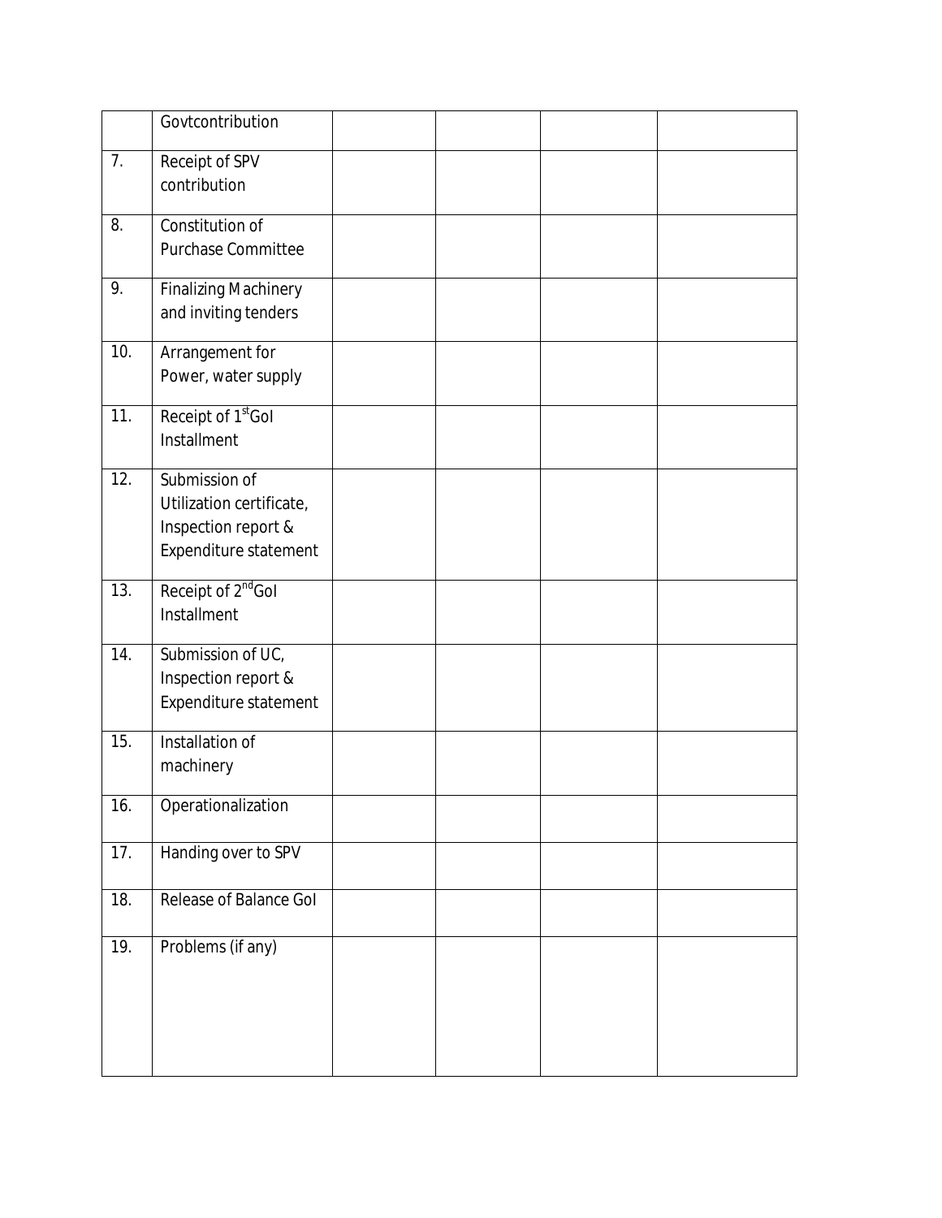| | | | | | |
|---|---|---|---|---|---|
| | Govtcontribution | | | | |
| 7. | Receipt of SPV contribution | | | | |
| 8. | Constitution of Purchase Committee | | | | |
| 9. | Finalizing Machinery and inviting tenders | | | | |
| 10. | Arrangement for Power, water supply | | | | |
| 11. | Receipt of 1st GoI Installment | | | | |
| 12. | Submission of Utilization certificate, Inspection report & Expenditure statement | | | | |
| 13. | Receipt of 2nd GoI Installment | | | | |
| 14. | Submission of UC, Inspection report & Expenditure statement | | | | |
| 15. | Installation of machinery | | | | |
| 16. | Operationalization | | | | |
| 17. | Handing over to SPV | | | | |
| 18. | Release of Balance GoI | | | | |
| 19. | Problems (if any) | | | | |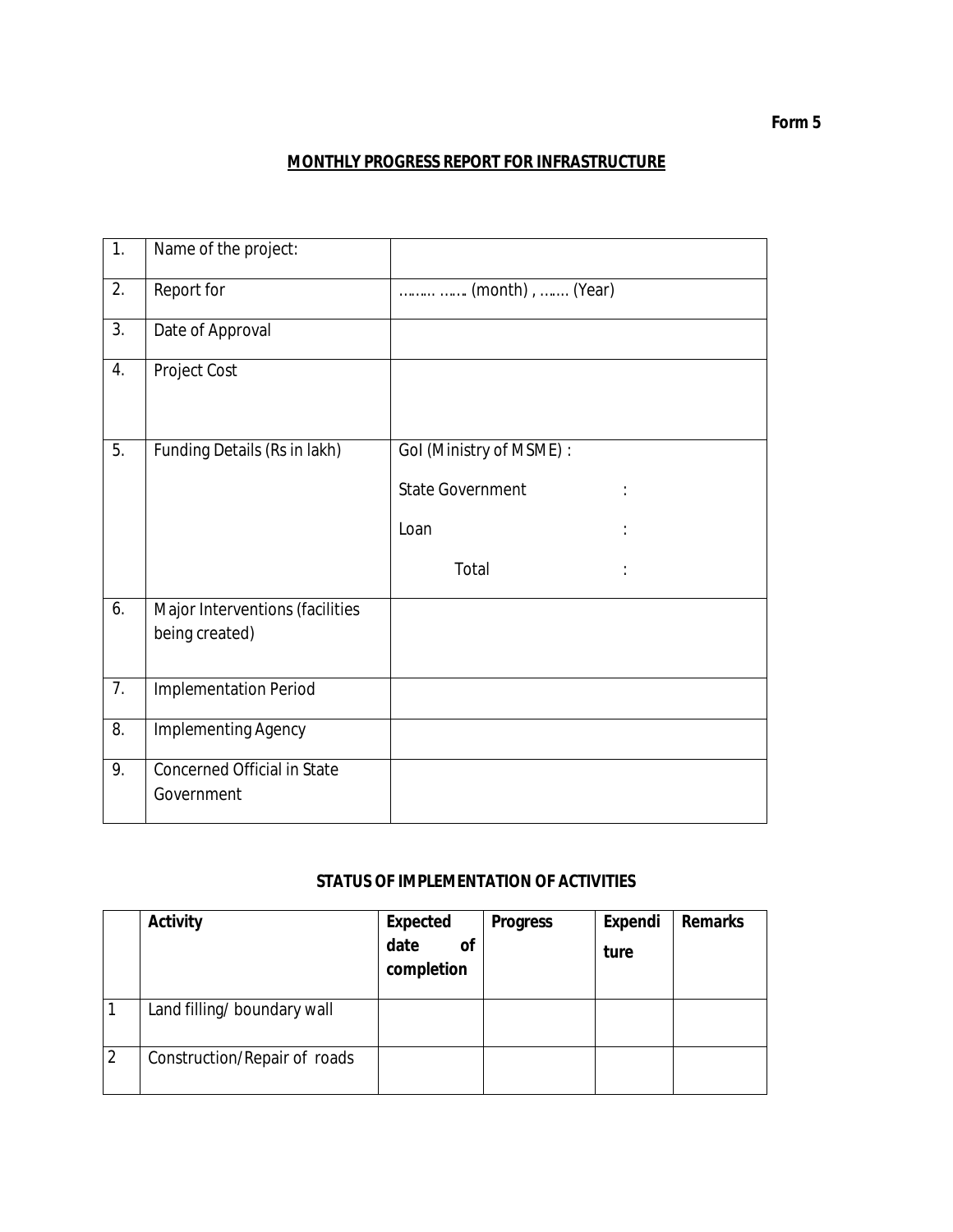**Form 5**

## MONTHLY PROGRESS REPORT FOR INFRASTRUCTURE

| 1. | Name of the project: | |
|---|---|---|
| 2. | Report for | ……… ……. (month) , ……. (Year) |
| 3. | Date of Approval | |
| 4. | Project Cost | |
| 5. | Funding Details (Rs in lakh) | GoI (Ministry of MSME) :<br>State Government :<br>Loan :<br>Total : |
| 6. | Major Interventions (facilities being created) | |
| 7. | Implementation Period | |
| 8. | Implementing Agency | |
| 9. | Concerned Official in State Government | |

### STATUS OF IMPLEMENTATION OF ACTIVITIES

| | **Activity** | **Expected date of completion** | **Progress** | **Expenditure** | **Remarks** |
|---|---|---|---|---|---|
| 1 | Land filling/ boundary wall | | | | |
| 2 | Construction/Repair of roads | | | | |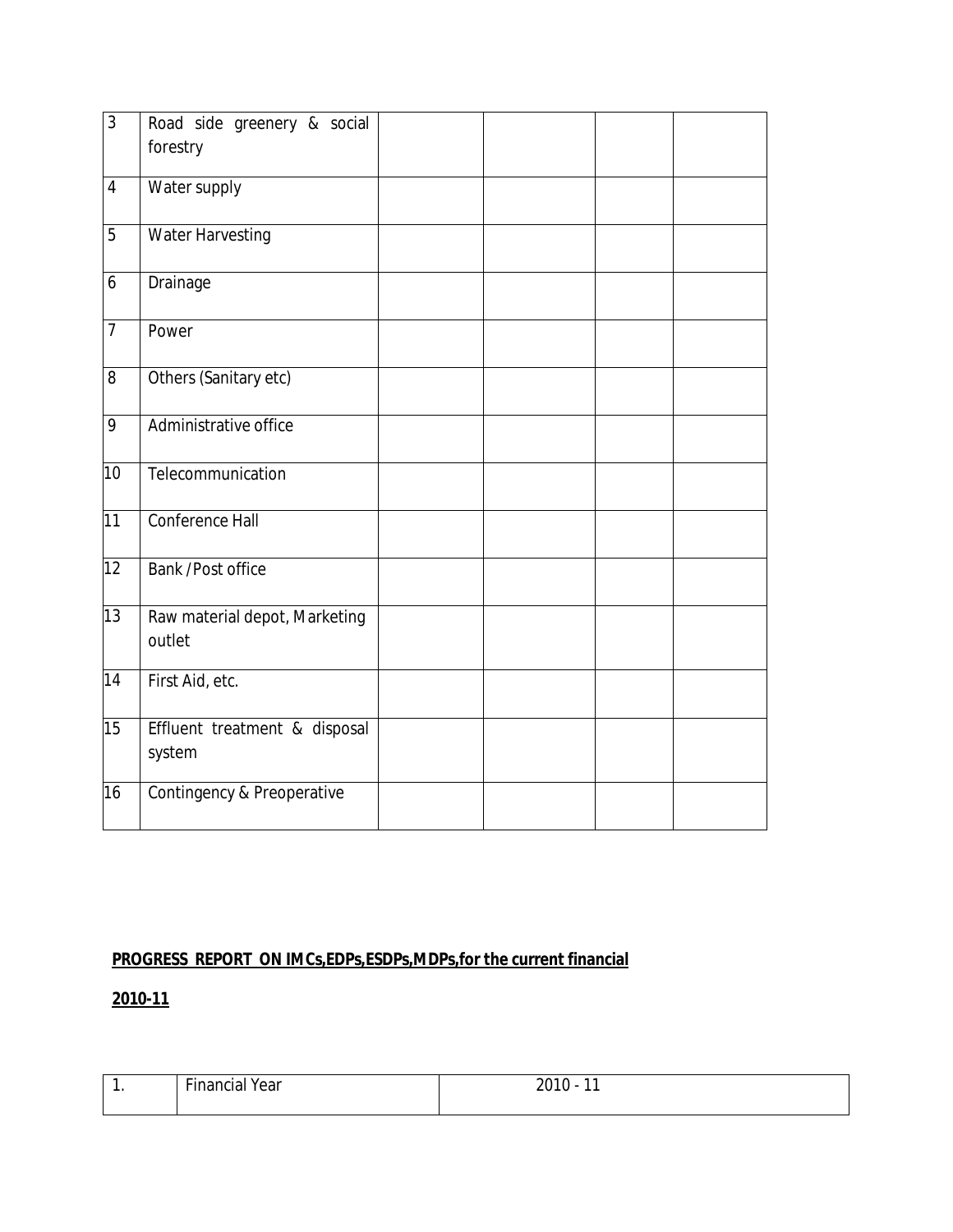| | | | | | |
|---|---|---|---|---|---|
| 3 | Road side greenery & social forestry | | | | |
| 4 | Water supply | | | | |
| 5 | Water Harvesting | | | | |
| 6 | Drainage | | | | |
| 7 | Power | | | | |
| 8 | Others (Sanitary etc) | | | | |
| 9 | Administrative office | | | | |
| 10 | Telecommunication | | | | |
| 11 | Conference Hall | | | | |
| 12 | Bank /Post office | | | | |
| 13 | Raw material depot, Marketing outlet | | | | |
| 14 | First Aid, etc. | | | | |
| 15 | Effluent treatment & disposal system | | | | |
| 16 | Contingency & Preoperative | | | | |

**PROGRESS REPORT ON IMCs,EDPs,ESDPs,MDPs,for the current financial**

**2010-11**

| | | |
|---|---|---|
| 1. | Financial Year | 2010 - 11 |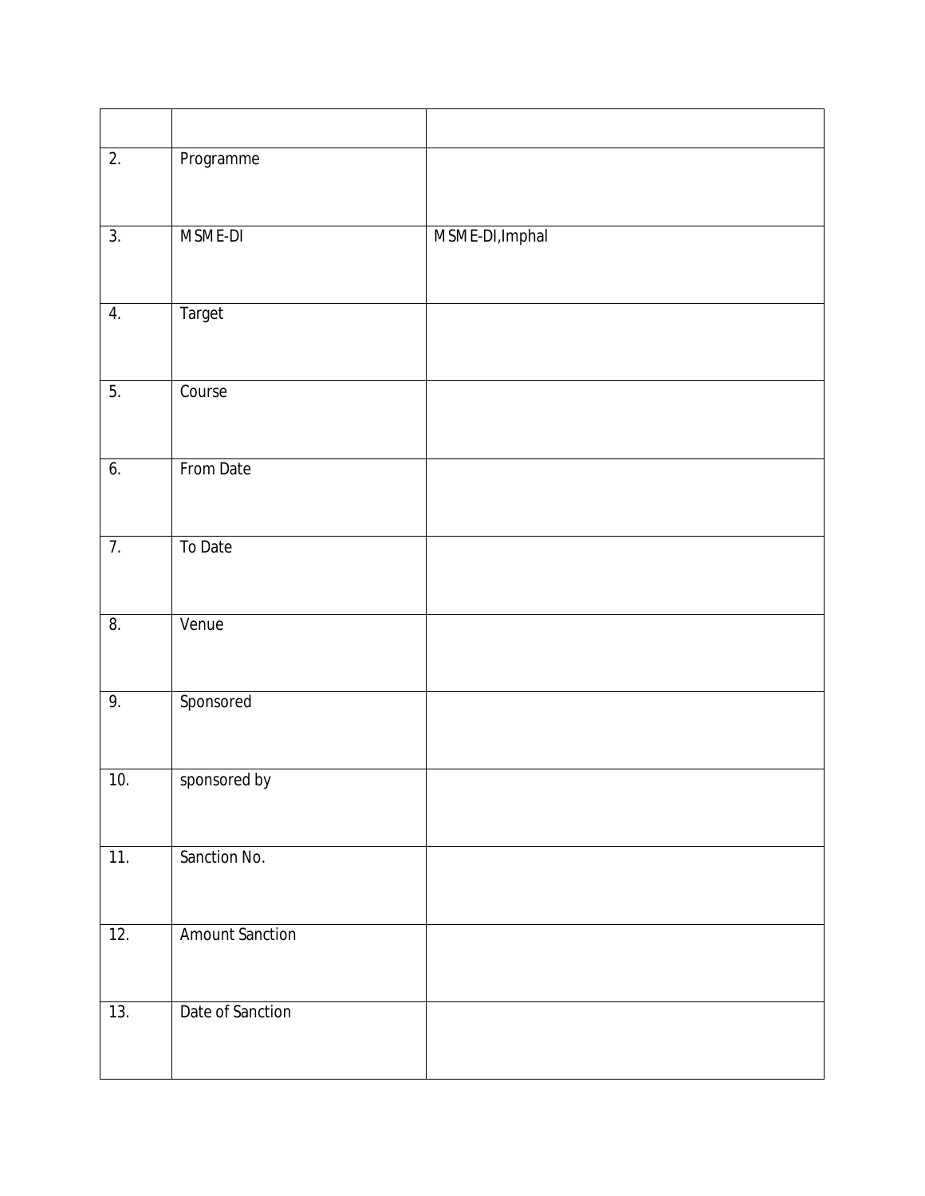| | | |
|---|---|---|
| | | |
| 2. | Programme | |
| 3. | MSME-DI | MSME-DI,Imphal |
| 4. | Target | |
| 5. | Course | |
| 6. | From Date | |
| 7. | To Date | |
| 8. | Venue | |
| 9. | Sponsored | |
| 10. | sponsored by | |
| 11. | Sanction No. | |
| 12. | Amount Sanction | |
| 13. | Date of Sanction | |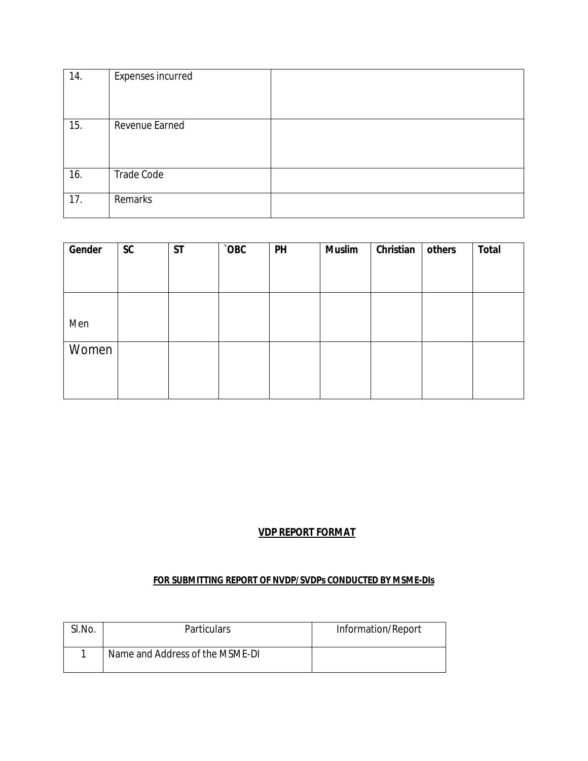| | | |
|---|---|---|
| 14. | Expenses incurred | |
| 15. | Revenue Earned | |
| 16. | Trade Code | |
| 17. | Remarks | |

| Gender | SC | ST | `OBC | PH | Muslim | Christian | others | Total |
|---|---|---|---|---|---|---|---|---|
| Men | | | | | | | | |
| Women | | | | | | | | |

**VDP REPORT FORMAT**

**FOR SUBMITTING REPORT OF NVDP/SVDPs CONDUCTED BY MSME-DIs**

| Sl.No. | Particulars | Information/Report |
|---|---|---|
| 1 | Name and Address of the MSME-DI | |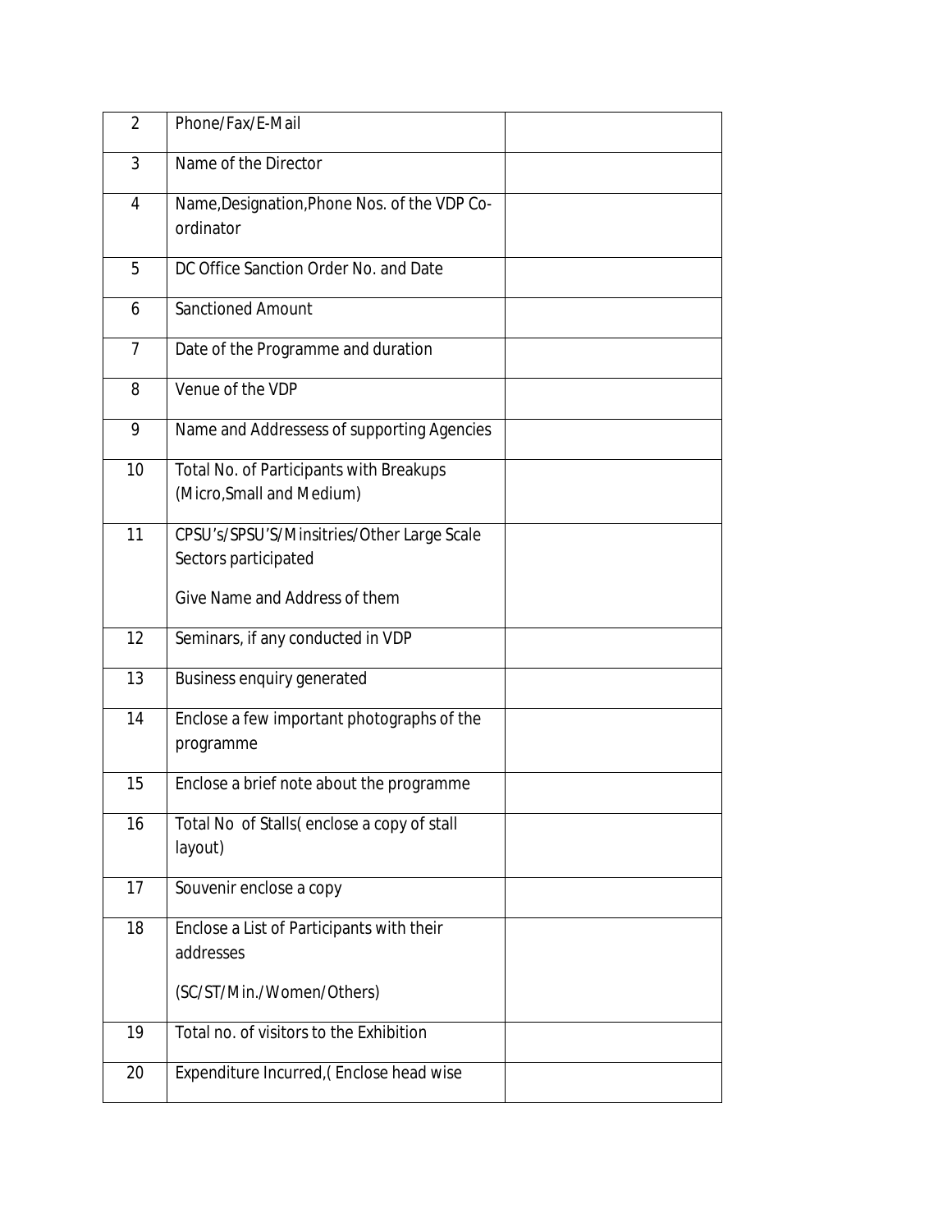| | | |
|---|---|---|
| 2 | Phone/Fax/E-Mail | |
| 3 | Name of the Director | |
| 4 | Name,Designation,Phone Nos. of the VDP Co-ordinator | |
| 5 | DC Office Sanction Order No. and Date | |
| 6 | Sanctioned Amount | |
| 7 | Date of the Programme and duration | |
| 8 | Venue of the VDP | |
| 9 | Name and Addressess of supporting Agencies | |
| 10 | Total No. of Participants with Breakups (Micro,Small and Medium) | |
| 11 | CPSU's/SPSU'S/Minsitries/Other Large Scale Sectors participated<br><br>Give Name and Address of them | |
| 12 | Seminars, if any conducted in VDP | |
| 13 | Business enquiry generated | |
| 14 | Enclose a few important photographs of the programme | |
| 15 | Enclose a brief note about the programme | |
| 16 | Total No of Stalls( enclose a copy of stall layout) | |
| 17 | Souvenir enclose a copy | |
| 18 | Enclose a List of Participants with their addresses<br><br>(SC/ST/Min./Women/Others) | |
| 19 | Total no. of visitors to the Exhibition | |
| 20 | Expenditure Incurred,( Enclose head wise | |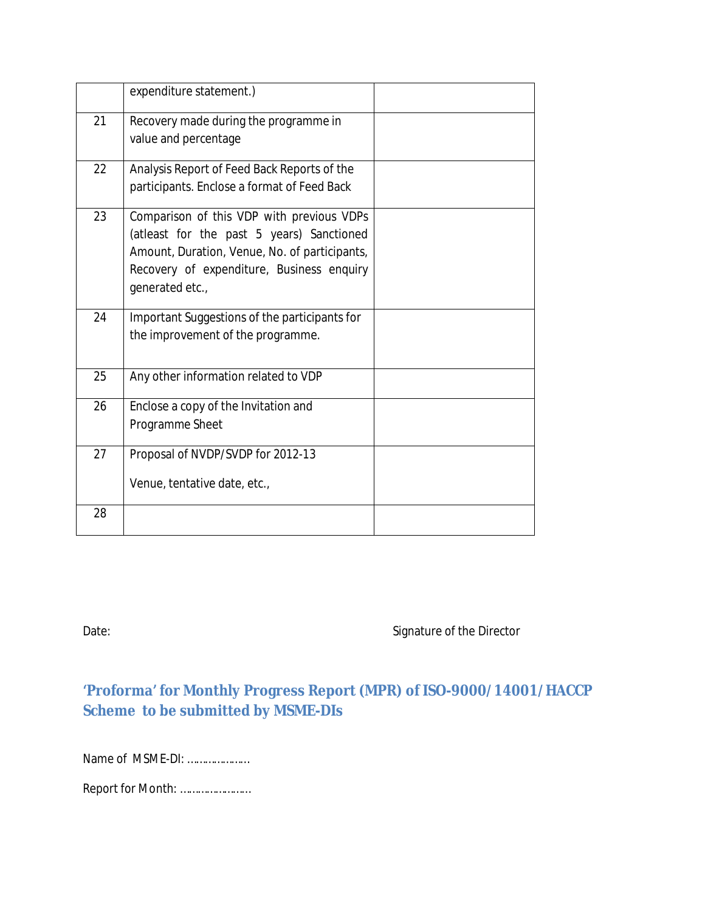| | | |
|---|---|---|
| | expenditure statement.) | |
| 21 | Recovery made during the programme in value and percentage | |
| 22 | Analysis Report of Feed Back Reports of the participants. Enclose a format of Feed Back | |
| 23 | Comparison of this VDP with previous VDPs (atleast for the past 5 years) Sanctioned Amount, Duration, Venue, No. of participants, Recovery of expenditure, Business enquiry generated etc., | |
| 24 | Important Suggestions of the participants for the improvement of the programme. | |
| 25 | Any other information related to VDP | |
| 26 | Enclose a copy of the Invitation and Programme Sheet | |
| 27 | Proposal of NVDP/SVDP for 2012-13<br><br>Venue, tentative date, etc., | |
| 28 | | |

Date: Signature of the Director

## 'Proforma' for Monthly Progress Report (MPR) of ISO-9000/14001/HACCP Scheme to be submitted by MSME-DIs

Name of MSME-DI: …………………

Report for Month: ……………………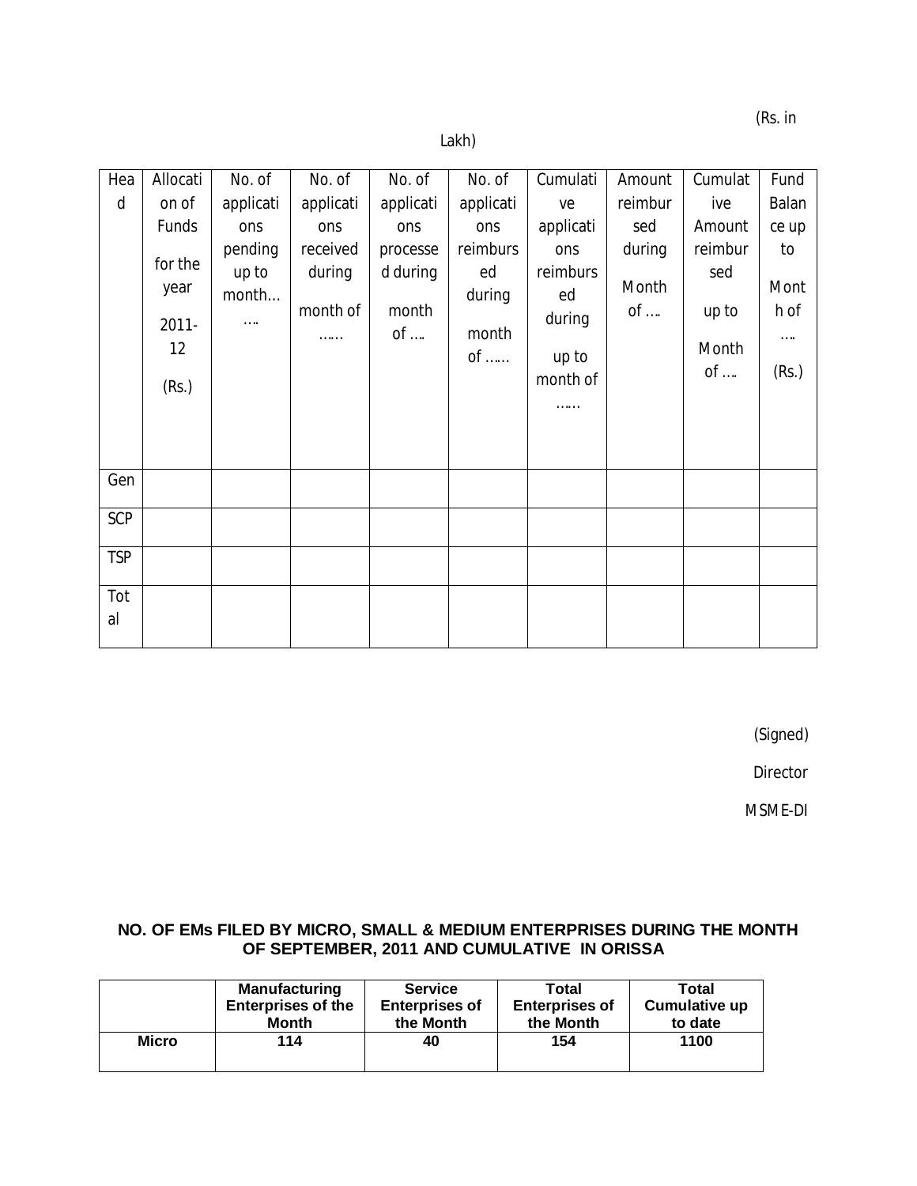(Rs. in Lakh)

| Head | Allocation of Funds for the year 2011-12 (Rs.) | No. of applications pending up to month….. | No. of applications received during month of …… | No. of applications processed during month of …. | No. of applications reimbursed during month of …… | Cumulative applications reimbursed during up to month of …… | Amount reimbursed during Month of …. | Cumulative Amount reimbursed up to Month of …. | Fund Balance up to Month of …. (Rs.) |
|---|---|---|---|---|---|---|---|---|---|
| Gen | | | | | | | | | |
| SCP | | | | | | | | | |
| TSP | | | | | | | | | |
| Total | | | | | | | | | |

(Signed)

Director

MSME-DI

**NO. OF EMs FILED BY MICRO, SMALL & MEDIUM ENTERPRISES DURING THE MONTH OF SEPTEMBER, 2011 AND CUMULATIVE IN ORISSA**

| | Manufacturing Enterprises of the Month | Service Enterprises of the Month | Total Enterprises of the Month | Total Cumulative up to date |
|---|---|---|---|---|
| **Micro** | **114** | **40** | **154** | **1100** |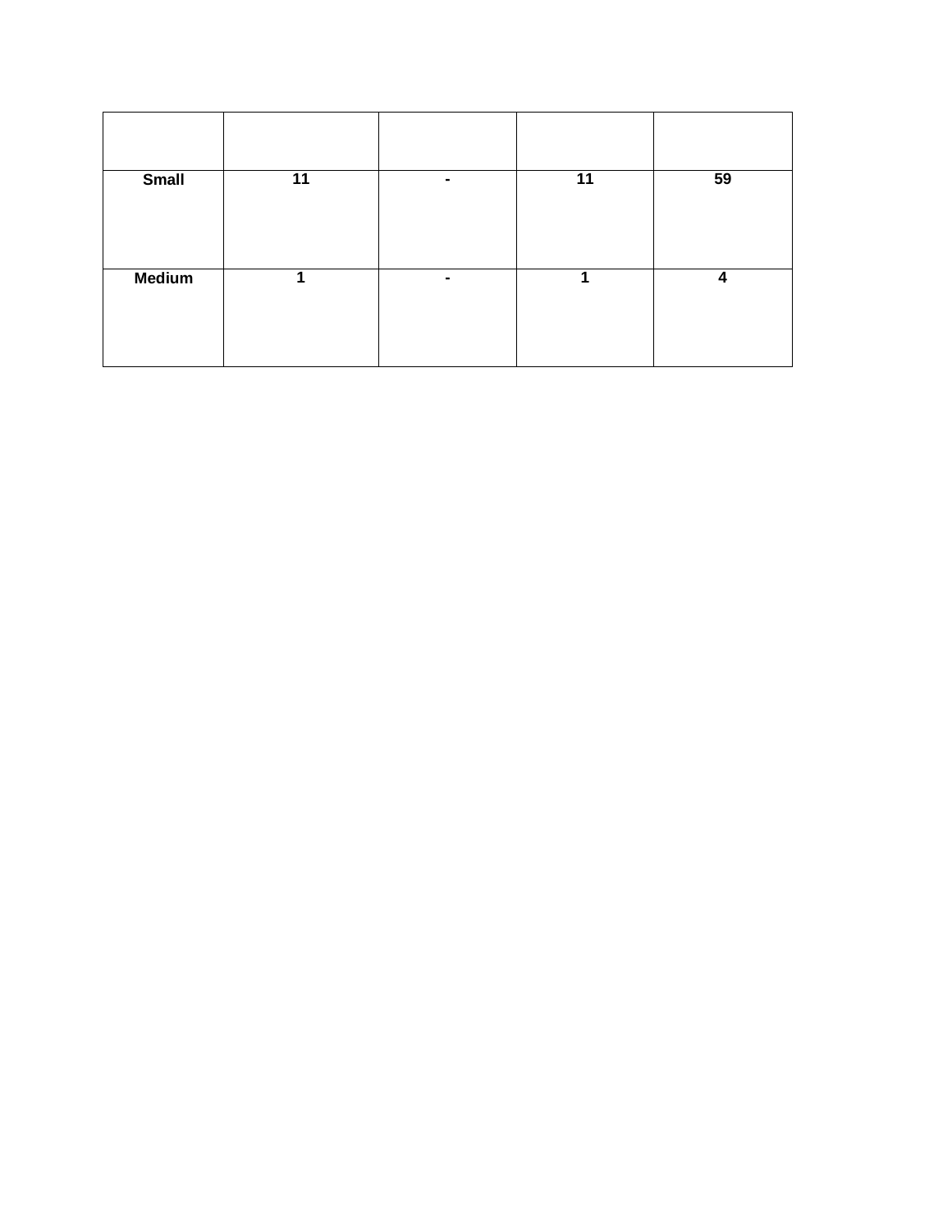| | | | | |
|---|---|---|---|---|
| **Small** | **11** | **-** | **11** | **59** |
| **Medium** | **1** | **-** | **1** | **4** |